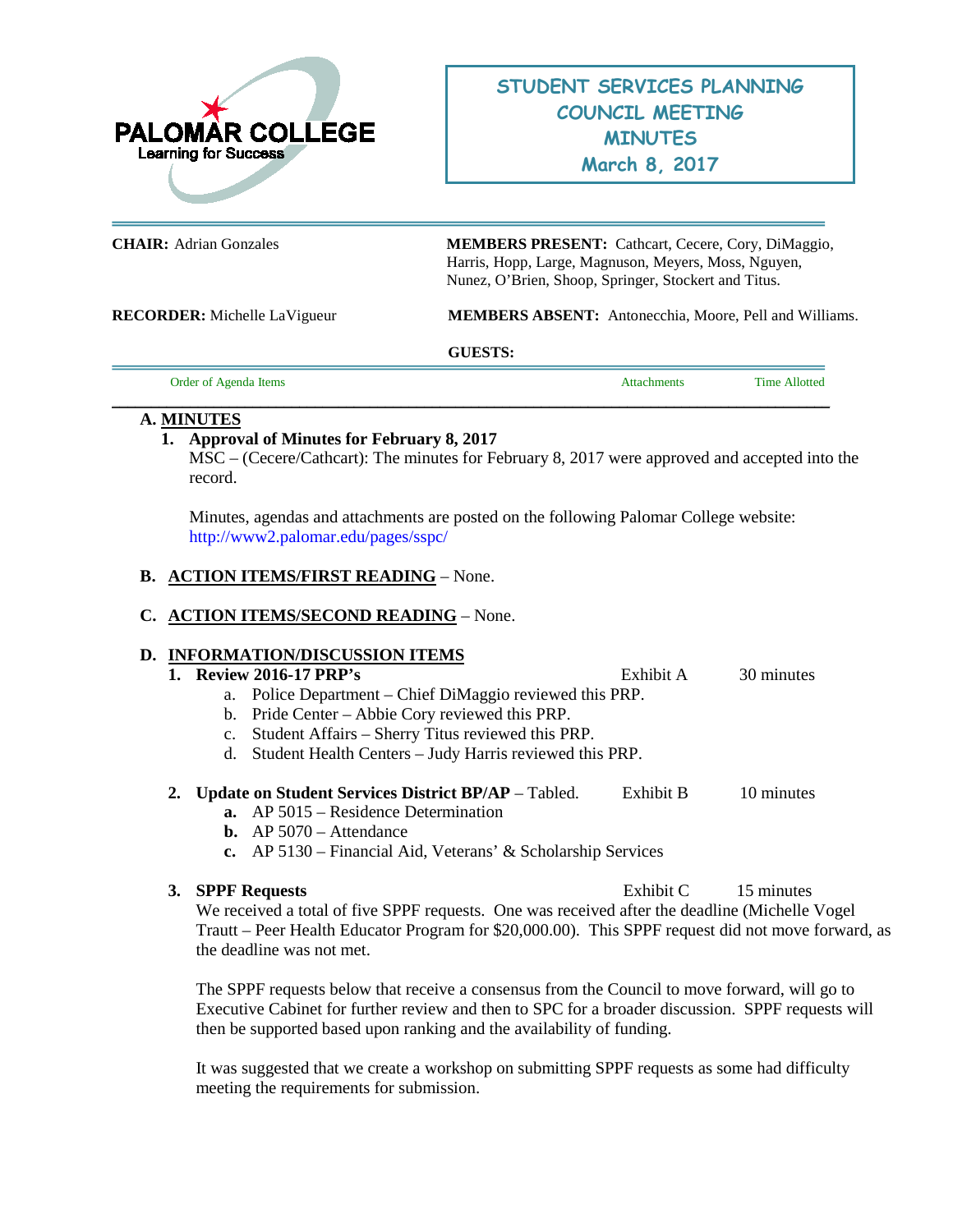PALOMAR COLLEGE
Learning for Success

# STUDENT SERVICES PLANNING COUNCIL MEETING MINUTES
## March 8, 2017

**CHAIR:** Adrian Gonzales

**MEMBERS PRESENT:** Cathcart, Cecere, Cory, DiMaggio, Harris, Hopp, Large, Magnuson, Meyers, Moss, Nguyen, Nunez, O'Brien, Shoop, Springer, Stockert and Titus.

**RECORDER:** Michelle LaVigueur

**MEMBERS ABSENT:** Antonecchia, Moore, Pell and Williams.

**GUESTS:**

| Order of Agenda Items | Attachments | Time Allotted |
|---|---|---|

**A. MINUTES**

**1. Approval of Minutes for February 8, 2017**

MSC – (Cecere/Cathcart): The minutes for February 8, 2017 were approved and accepted into the record.

Minutes, agendas and attachments are posted on the following Palomar College website: http://www2.palomar.edu/pages/sspc/

**B. ACTION ITEMS/FIRST READING** – None.

**C. ACTION ITEMS/SECOND READING** – None.

**D. INFORMATION/DISCUSSION ITEMS**

**1. Review 2016-17 PRP's** — Exhibit A — 30 minutes

a. Police Department – Chief DiMaggio reviewed this PRP.
b. Pride Center – Abbie Cory reviewed this PRP.
c. Student Affairs – Sherry Titus reviewed this PRP.
d. Student Health Centers – Judy Harris reviewed this PRP.

**2. Update on Student Services District BP/AP** – Tabled. — Exhibit B — 10 minutes

**a.** AP 5015 – Residence Determination
**b.** AP 5070 – Attendance
**c.** AP 5130 – Financial Aid, Veterans' & Scholarship Services

**3. SPPF Requests** — Exhibit C — 15 minutes

We received a total of five SPPF requests. One was received after the deadline (Michelle Vogel Trautt – Peer Health Educator Program for $20,000.00). This SPPF request did not move forward, as the deadline was not met.

The SPPF requests below that receive a consensus from the Council to move forward, will go to Executive Cabinet for further review and then to SPC for a broader discussion. SPPF requests will then be supported based upon ranking and the availability of funding.

It was suggested that we create a workshop on submitting SPPF requests as some had difficulty meeting the requirements for submission.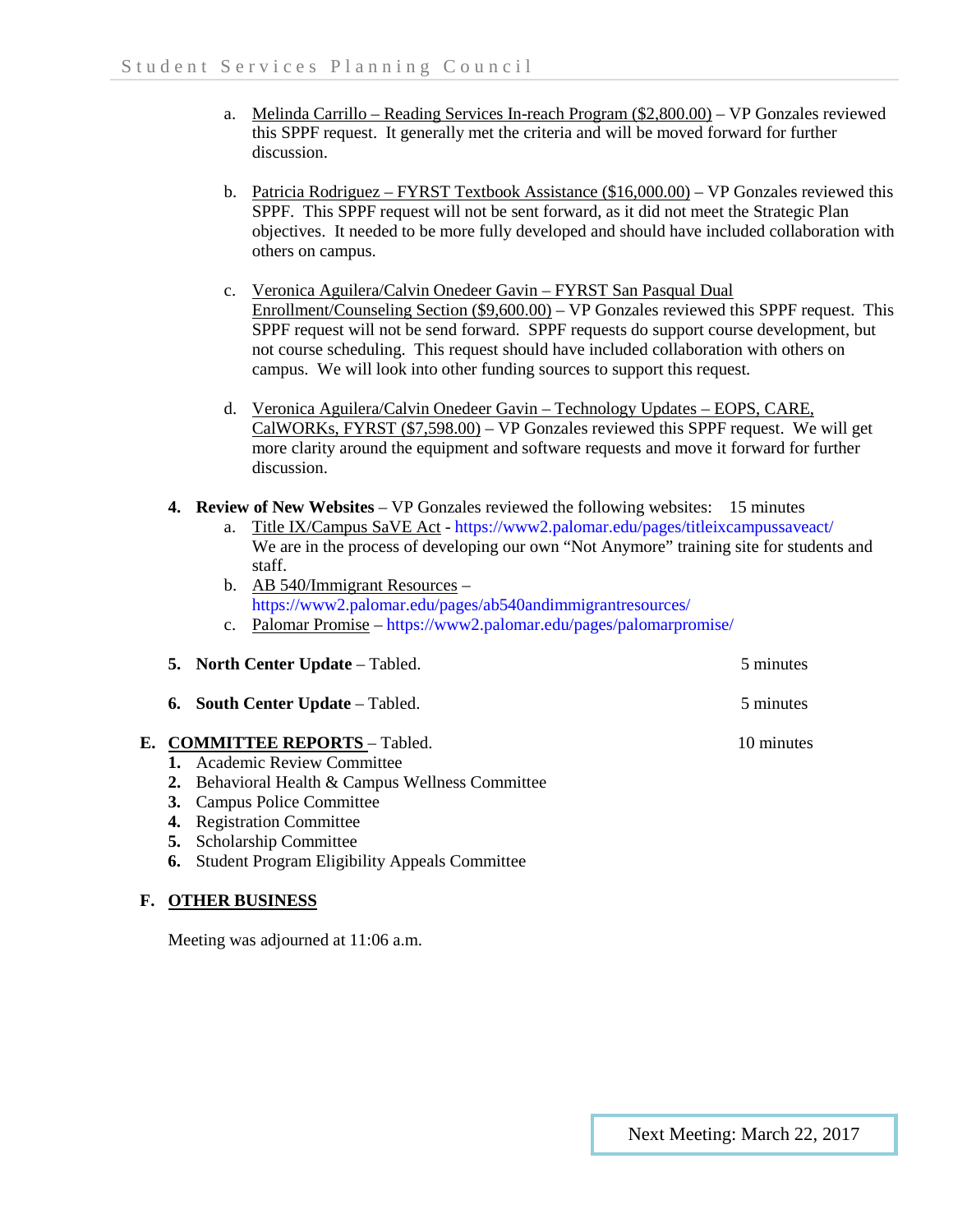a. Melinda Carrillo – Reading Services In-reach Program ($2,800.00) – VP Gonzales reviewed this SPPF request. It generally met the criteria and will be moved forward for further discussion.

b. Patricia Rodriguez – FYRST Textbook Assistance ($16,000.00) – VP Gonzales reviewed this SPPF. This SPPF request will not be sent forward, as it did not meet the Strategic Plan objectives. It needed to be more fully developed and should have included collaboration with others on campus.

c. Veronica Aguilera/Calvin Onedeer Gavin – FYRST San Pasqual Dual Enrollment/Counseling Section ($9,600.00) – VP Gonzales reviewed this SPPF request. This SPPF request will not be send forward. SPPF requests do support course development, but not course scheduling. This request should have included collaboration with others on campus. We will look into other funding sources to support this request.

d. Veronica Aguilera/Calvin Onedeer Gavin – Technology Updates – EOPS, CARE, CalWORKs, FYRST ($7,598.00) – VP Gonzales reviewed this SPPF request. We will get more clarity around the equipment and software requests and move it forward for further discussion.

4. **Review of New Websites** – VP Gonzales reviewed the following websites: 15 minutes
   a. Title IX/Campus SaVE Act - https://www2.palomar.edu/pages/titleixcampussaveact/
      We are in the process of developing our own "Not Anymore" training site for students and staff.
   b. AB 540/Immigrant Resources – https://www2.palomar.edu/pages/ab540andimmigrantresources/
   c. Palomar Promise – https://www2.palomar.edu/pages/palomarpromise/

5. **North Center Update** – Tabled. 5 minutes

6. **South Center Update** – Tabled. 5 minutes

## E. COMMITTEE REPORTS – Tabled. 10 minutes

1. Academic Review Committee
2. Behavioral Health & Campus Wellness Committee
3. Campus Police Committee
4. Registration Committee
5. Scholarship Committee
6. Student Program Eligibility Appeals Committee

## F. OTHER BUSINESS

Meeting was adjourned at 11:06 a.m.

Next Meeting: March 22, 2017